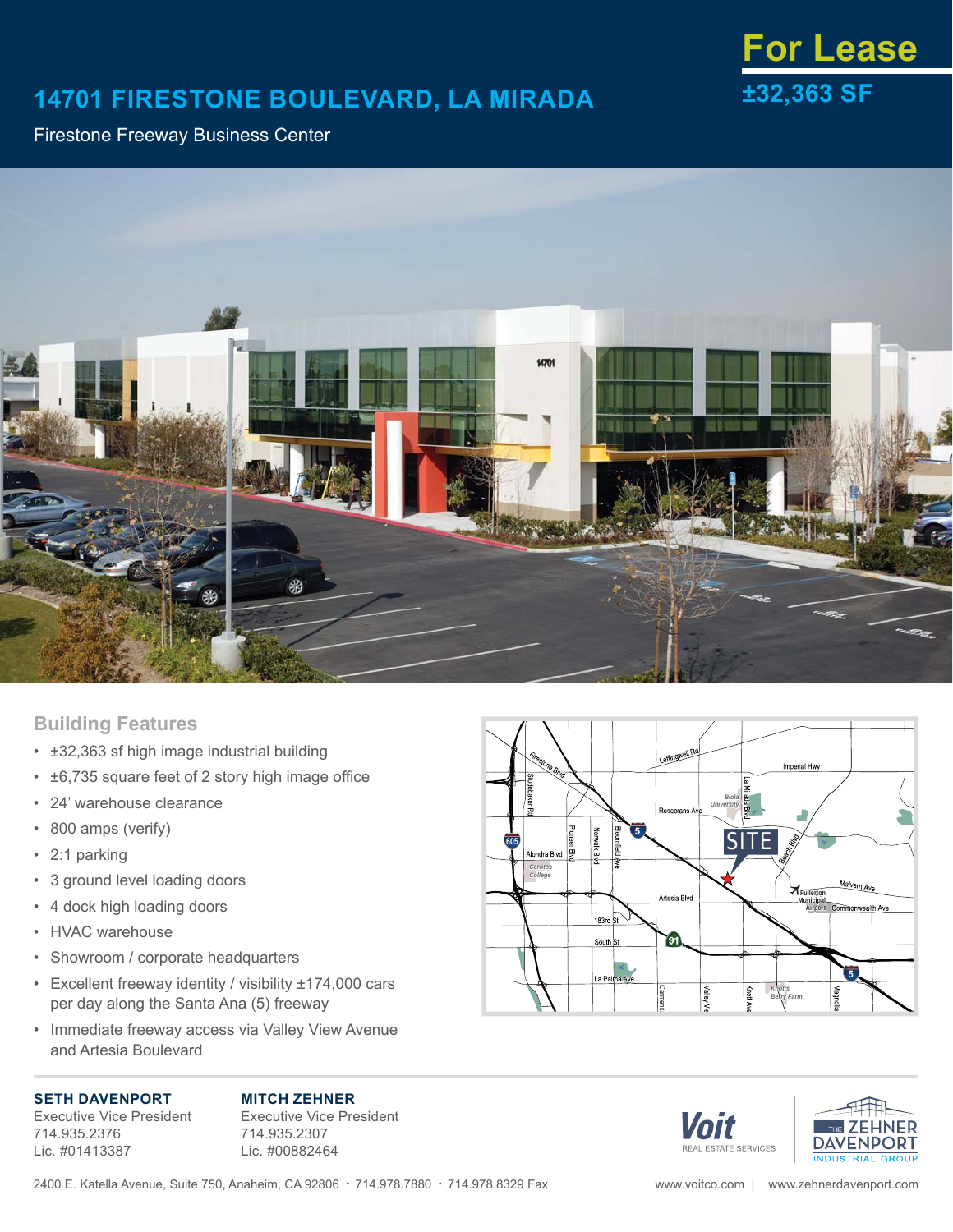# For Lease

## ±32,363 SF

# 14701 FIRESTONE BOULEVARD, LA MIRADA

Firestone Freeway Business Center

## Building Features

- ±32,363 sf high image industrial building
- ±6,735 square feet of 2 story high image office
- 24' warehouse clearance
- 800 amps (verify)
- 2:1 parking
- 3 ground level loading doors
- 4 dock high loading doors
- HVAC warehouse
- Showroom / corporate headquarters
- Excellent freeway identity / visibility ±174,000 cars per day along the Santa Ana (5) freeway
- Immediate freeway access via Valley View Avenue and Artesia Boulevard

**SETH DAVENPORT**
Executive Vice President
714.935.2376
Lic. #01413387

**MITCH ZEHNER**
Executive Vice President
714.935.2307
Lic. #00882464

Voit REAL ESTATE SERVICES

THE ZEHNER DAVENPORT INDUSTRIAL GROUP

2400 E. Katella Avenue, Suite 750, Anaheim, CA 92806 • 714.978.7880 • 714.978.8329 Fax

www.voitco.com | www.zehnerdavenport.com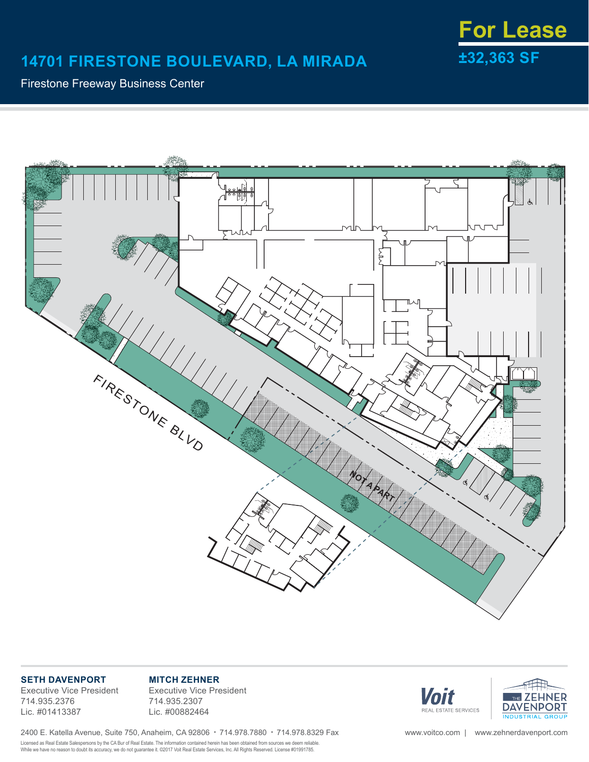**For Lease**

**±32,363 SF**

# 14701 FIRESTONE BOULEVARD, LA MIRADA

Firestone Freeway Business Center

FIRESTONE BLVD

NOT A PART

**SETH DAVENPORT**
Executive Vice President
714.935.2376
Lic. #01413387

**MITCH ZEHNER**
Executive Vice President
714.935.2307
Lic. #00882464

Voit REAL ESTATE SERVICES

THE ZEHNER DAVENPORT INDUSTRIAL GROUP

2400 E. Katella Avenue, Suite 750, Anaheim, CA 92806 • 714.978.7880 • 714.978.8329 Fax

www.voitco.com | www.zehnerdavenport.com

Licensed as Real Estate Salespersons by the CA Bur of Real Estate. The information contained herein has been obtained from sources we deem reliable. While we have no reason to doubt its accuracy, we do not guarantee it. ©2017 Voit Real Estate Services, Inc. All Rights Reserved. License #01991785.